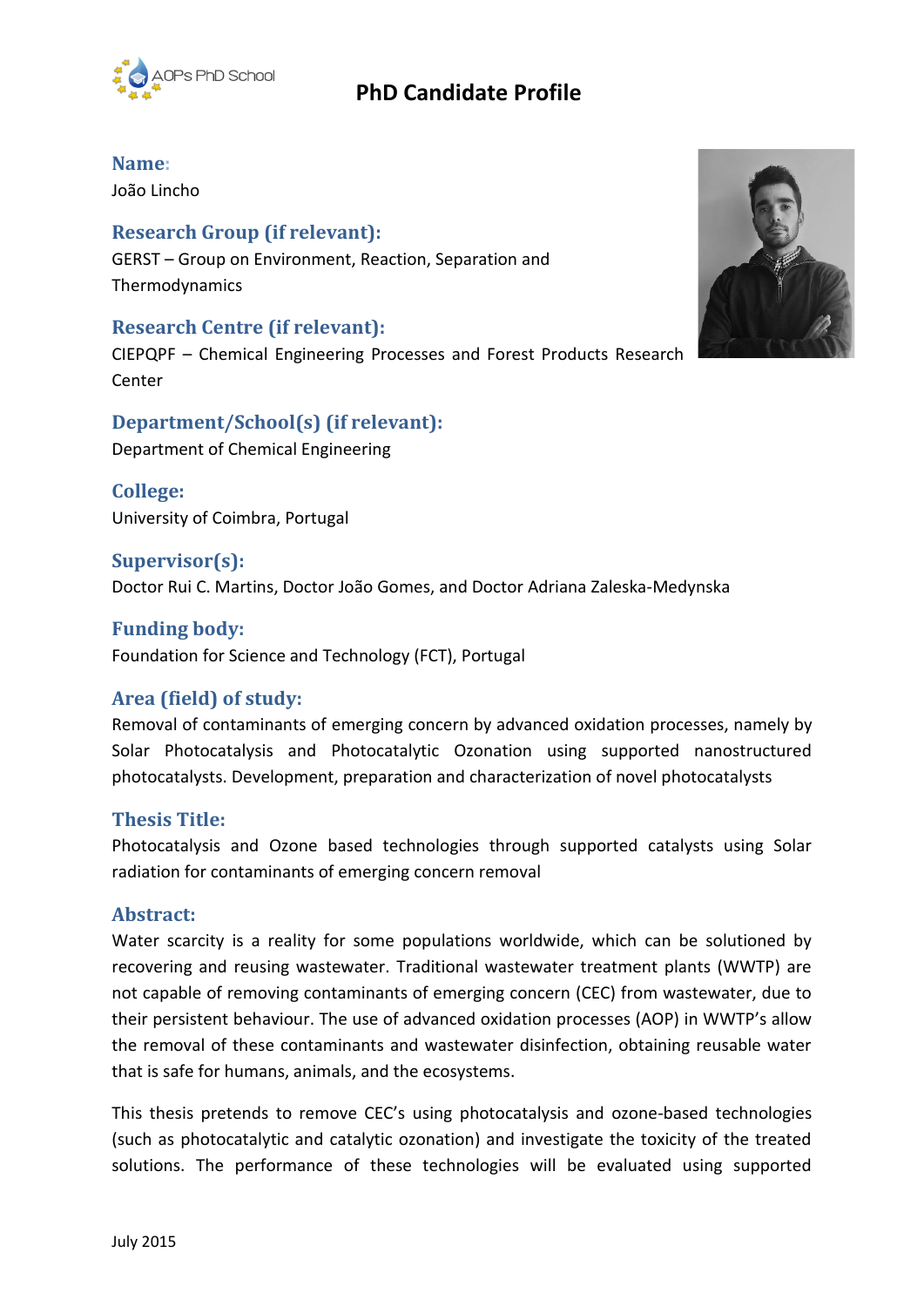# PhD Candidate Profile

### Name:

João Lincho

### Research Group (if relevant):

GERST – Group on Environment, Reaction, Separation and Thermodynamics

### Research Centre (if relevant):

CIEPQPF – Chemical Engineering Processes and Forest Products Research Center

### Department/School(s) (if relevant):

Department of Chemical Engineering

### College:

University of Coimbra, Portugal

### Supervisor(s):

Doctor Rui C. Martins, Doctor João Gomes, and Doctor Adriana Zaleska-Medynska

### Funding body:

Foundation for Science and Technology (FCT), Portugal

### Area (field) of study:

Removal of contaminants of emerging concern by advanced oxidation processes, namely by Solar Photocatalysis and Photocatalytic Ozonation using supported nanostructured photocatalysts. Development, preparation and characterization of novel photocatalysts

### Thesis Title:

Photocatalysis and Ozone based technologies through supported catalysts using Solar radiation for contaminants of emerging concern removal

### Abstract:

Water scarcity is a reality for some populations worldwide, which can be solutioned by recovering and reusing wastewater. Traditional wastewater treatment plants (WWTP) are not capable of removing contaminants of emerging concern (CEC) from wastewater, due to their persistent behaviour. The use of advanced oxidation processes (AOP) in WWTP's allow the removal of these contaminants and wastewater disinfection, obtaining reusable water that is safe for humans, animals, and the ecosystems.

This thesis pretends to remove CEC's using photocatalysis and ozone-based technologies (such as photocatalytic and catalytic ozonation) and investigate the toxicity of the treated solutions. The performance of these technologies will be evaluated using supported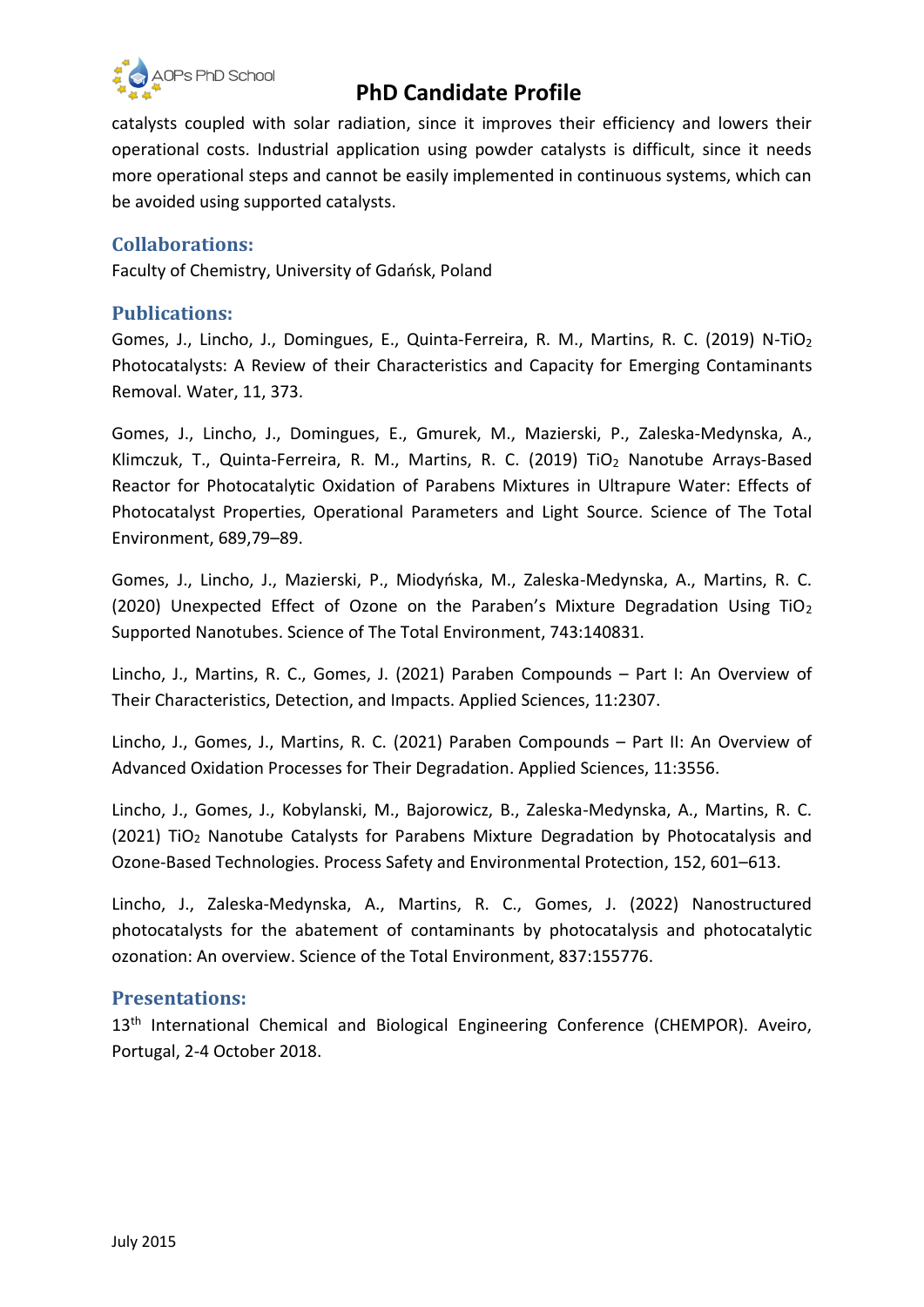catalysts coupled with solar radiation, since it improves their efficiency and lowers their operational costs. Industrial application using powder catalysts is difficult, since it needs more operational steps and cannot be easily implemented in continuous systems, which can be avoided using supported catalysts.

## Collaborations:

Faculty of Chemistry, University of Gdańsk, Poland

## Publications:

Gomes, J., Lincho, J., Domingues, E., Quinta-Ferreira, R. M., Martins, R. C. (2019) N-$TiO_2$ Photocatalysts: A Review of their Characteristics and Capacity for Emerging Contaminants Removal. Water, 11, 373.

Gomes, J., Lincho, J., Domingues, E., Gmurek, M., Mazierski, P., Zaleska-Medynska, A., Klimczuk, T., Quinta-Ferreira, R. M., Martins, R. C. (2019) $TiO_2$ Nanotube Arrays-Based Reactor for Photocatalytic Oxidation of Parabens Mixtures in Ultrapure Water: Effects of Photocatalyst Properties, Operational Parameters and Light Source. Science of The Total Environment, 689,79–89.

Gomes, J., Lincho, J., Mazierski, P., Miodyńska, M., Zaleska-Medynska, A., Martins, R. C. (2020) Unexpected Effect of Ozone on the Paraben's Mixture Degradation Using $TiO_2$ Supported Nanotubes. Science of The Total Environment, 743:140831.

Lincho, J., Martins, R. C., Gomes, J. (2021) Paraben Compounds – Part I: An Overview of Their Characteristics, Detection, and Impacts. Applied Sciences, 11:2307.

Lincho, J., Gomes, J., Martins, R. C. (2021) Paraben Compounds – Part II: An Overview of Advanced Oxidation Processes for Their Degradation. Applied Sciences, 11:3556.

Lincho, J., Gomes, J., Kobylanski, M., Bajorowicz, B., Zaleska-Medynska, A., Martins, R. C. (2021) $TiO_2$ Nanotube Catalysts for Parabens Mixture Degradation by Photocatalysis and Ozone-Based Technologies. Process Safety and Environmental Protection, 152, 601–613.

Lincho, J., Zaleska-Medynska, A., Martins, R. C., Gomes, J. (2022) Nanostructured photocatalysts for the abatement of contaminants by photocatalysis and photocatalytic ozonation: An overview. Science of the Total Environment, 837:155776.

## Presentations:

13th International Chemical and Biological Engineering Conference (CHEMPOR). Aveiro, Portugal, 2-4 October 2018.